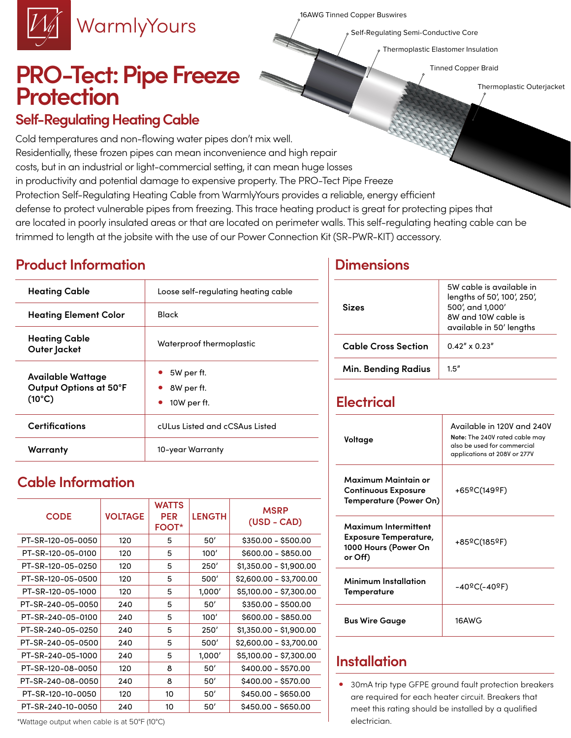WarmlyYours

# PRO-Tect: Pipe Freeze Protection

## Self-Regulating Heating Cable

16AWG Tinned Copper Buswires

Self-Regulating Semi-Conductive Core

Thermoplastic Elastomer Insulation

Tinned Copper Braid

Thermoplastic Outerjacket

Cold temperatures and non-flowing water pipes don't mix well. Residentially, these frozen pipes can mean inconvenience and high repair costs, but in an industrial or light-commercial setting, it can mean huge losses in productivity and potential damage to expensive property. The PRO-Tect Pipe Freeze Protection Self-Regulating Heating Cable from WarmlyYours provides a reliable, energy efficient defense to protect vulnerable pipes from freezing. This trace heating product is great for protecting pipes that are located in poorly insulated areas or that are located on perimeter walls. This self-regulating heating cable can be trimmed to length at the jobsite with the use of our Power Connection Kit (SR-PWR-KIT) accessory.

## Product Information

| | |
|---|---|
| **Heating Cable** | Loose self-regulating heating cable |
| **Heating Element Color** | Black |
| **Heating Cable Outer Jacket** | Waterproof thermoplastic |
| **Available Wattage Output Options at 50°F (10°C)** | • 5W per ft.<br>• 8W per ft.<br>• 10W per ft. |
| **Certifications** | cULus Listed and cCSAus Listed |
| **Warranty** | 10-year Warranty |

## Cable Information

| CODE | VOLTAGE | WATTS PER FOOT* | LENGTH | MSRP (USD - CAD) |
|---|---|---|---|---|
| PT-SR-120-05-0050 | 120 | 5 | 50' | $350.00 - $500.00 |
| PT-SR-120-05-0100 | 120 | 5 | 100' | $600.00 - $850.00 |
| PT-SR-120-05-0250 | 120 | 5 | 250' | $1,350.00 - $1,900.00 |
| PT-SR-120-05-0500 | 120 | 5 | 500' | $2,600.00 - $3,700.00 |
| PT-SR-120-05-1000 | 120 | 5 | 1,000' | $5,100.00 - $7,300.00 |
| PT-SR-240-05-0050 | 240 | 5 | 50' | $350.00 - $500.00 |
| PT-SR-240-05-0100 | 240 | 5 | 100' | $600.00 - $850.00 |
| PT-SR-240-05-0250 | 240 | 5 | 250' | $1,350.00 - $1,900.00 |
| PT-SR-240-05-0500 | 240 | 5 | 500' | $2,600.00 - $3,700.00 |
| PT-SR-240-05-1000 | 240 | 5 | 1,000' | $5,100.00 - $7,300.00 |
| PT-SR-120-08-0050 | 120 | 8 | 50' | $400.00 - $570.00 |
| PT-SR-240-08-0050 | 240 | 8 | 50' | $400.00 - $570.00 |
| PT-SR-120-10-0050 | 120 | 10 | 50' | $450.00 - $650.00 |
| PT-SR-240-10-0050 | 240 | 10 | 50' | $450.00 - $650.00 |

*Wattage output when cable is at 50°F (10°C)

## Dimensions

| | |
|---|---|
| **Sizes** | 5W cable is available in lengths of 50', 100', 250', 500', and 1,000'<br>8W and 10W cable is available in 50' lengths |
| **Cable Cross Section** | 0.42" x 0.23" |
| **Min. Bending Radius** | 1.5" |

## Electrical

| | |
|---|---|
| **Voltage** | Available in 120V and 240V<br>**Note:** The 240V rated cable may also be used for commercial applications at 208V or 277V |
| **Maximum Maintain or Continuous Exposure Temperature (Power On)** | +65ºC(149ºF) |
| **Maximum Intermittent Exposure Temperature, 1000 Hours (Power On or Off)** | +85ºC(185ºF) |
| **Minimum Installation Temperature** | -40ºC(-40ºF) |
| **Bus Wire Gauge** | 16AWG |

## Installation

- 30mA trip type GFPE ground fault protection breakers are required for each heater circuit. Breakers that meet this rating should be installed by a qualified electrician.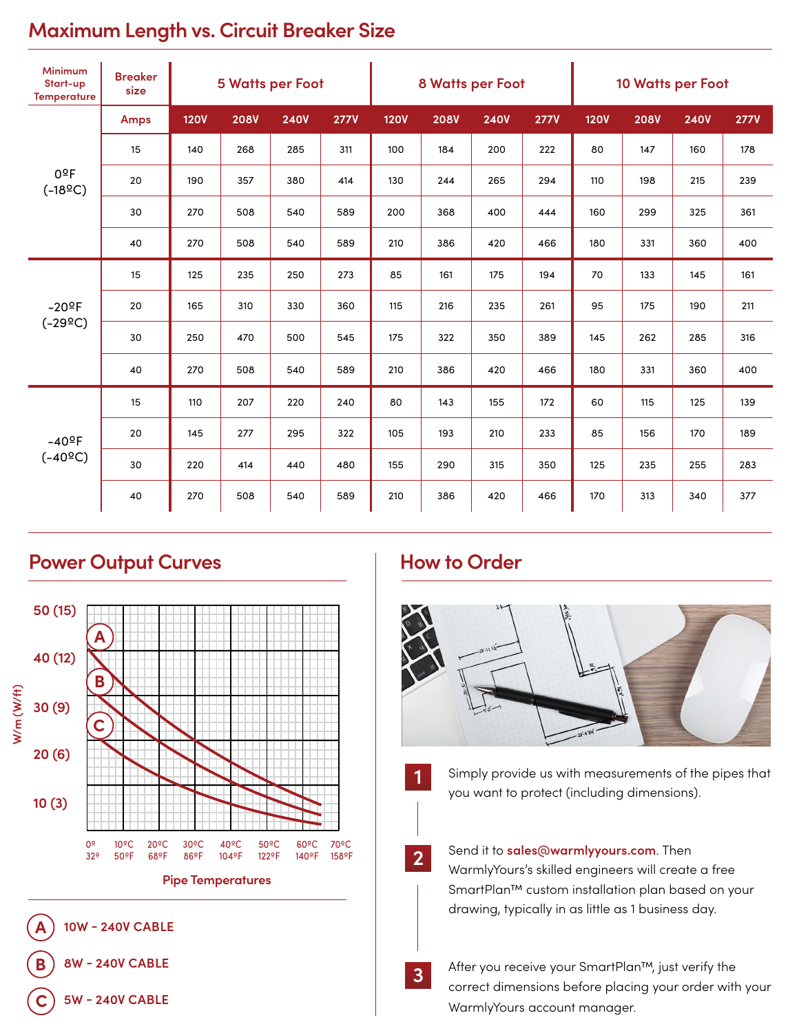## Maximum Length vs. Circuit Breaker Size

| Minimum Start-up Temperature | Breaker size | 5 Watts per Foot | | | | 8 Watts per Foot | | | | 10 Watts per Foot | | | |
|---|---|---|---|---|---|---|---|---|---|---|---|---|---|
| | Amps | 120V | 208V | 240V | 277V | 120V | 208V | 240V | 277V | 120V | 208V | 240V | 277V |
| 0ºF (-18ºC) | 15 | 140 | 268 | 285 | 311 | 100 | 184 | 200 | 222 | 80 | 147 | 160 | 178 |
| | 20 | 190 | 357 | 380 | 414 | 130 | 244 | 265 | 294 | 110 | 198 | 215 | 239 |
| | 30 | 270 | 508 | 540 | 589 | 200 | 368 | 400 | 444 | 160 | 299 | 325 | 361 |
| | 40 | 270 | 508 | 540 | 589 | 210 | 386 | 420 | 466 | 180 | 331 | 360 | 400 |
| -20ºF (-29ºC) | 15 | 125 | 235 | 250 | 273 | 85 | 161 | 175 | 194 | 70 | 133 | 145 | 161 |
| | 20 | 165 | 310 | 330 | 360 | 115 | 216 | 235 | 261 | 95 | 175 | 190 | 211 |
| | 30 | 250 | 470 | 500 | 545 | 175 | 322 | 350 | 389 | 145 | 262 | 285 | 316 |
| | 40 | 270 | 508 | 540 | 589 | 210 | 386 | 420 | 466 | 180 | 331 | 360 | 400 |
| -40ºF (-40ºC) | 15 | 110 | 207 | 220 | 240 | 80 | 143 | 155 | 172 | 60 | 115 | 125 | 139 |
| | 20 | 145 | 277 | 295 | 322 | 105 | 193 | 210 | 233 | 85 | 156 | 170 | 189 |
| | 30 | 220 | 414 | 440 | 480 | 155 | 290 | 315 | 350 | 125 | 235 | 255 | 283 |
| | 40 | 270 | 508 | 540 | 589 | 210 | 386 | 420 | 466 | 170 | 313 | 340 | 377 |

## Power Output Curves

W/m (W/ft)

50 (15)
40 (12)
30 (9)
20 (6)
10 (3)

0º 32º
10ºC 50ºF
20ºC 68ºF
30ºC 86ºF
40ºC 104ºF
50ºC 122ºF
60ºC 140ºF
70ºC 158ºF

Pipe Temperatures

A — 10W - 240V CABLE

B — 8W - 240V CABLE

C — 5W - 240V CABLE

## How to Order

1. Simply provide us with measurements of the pipes that you want to protect (including dimensions).

2. Send it to **sales@warmlyyours.com**. Then WarmlyYours's skilled engineers will create a free SmartPlan™ custom installation plan based on your drawing, typically in as little as 1 business day.

3. After you receive your SmartPlan™, just verify the correct dimensions before placing your order with your WarmlyYours account manager.